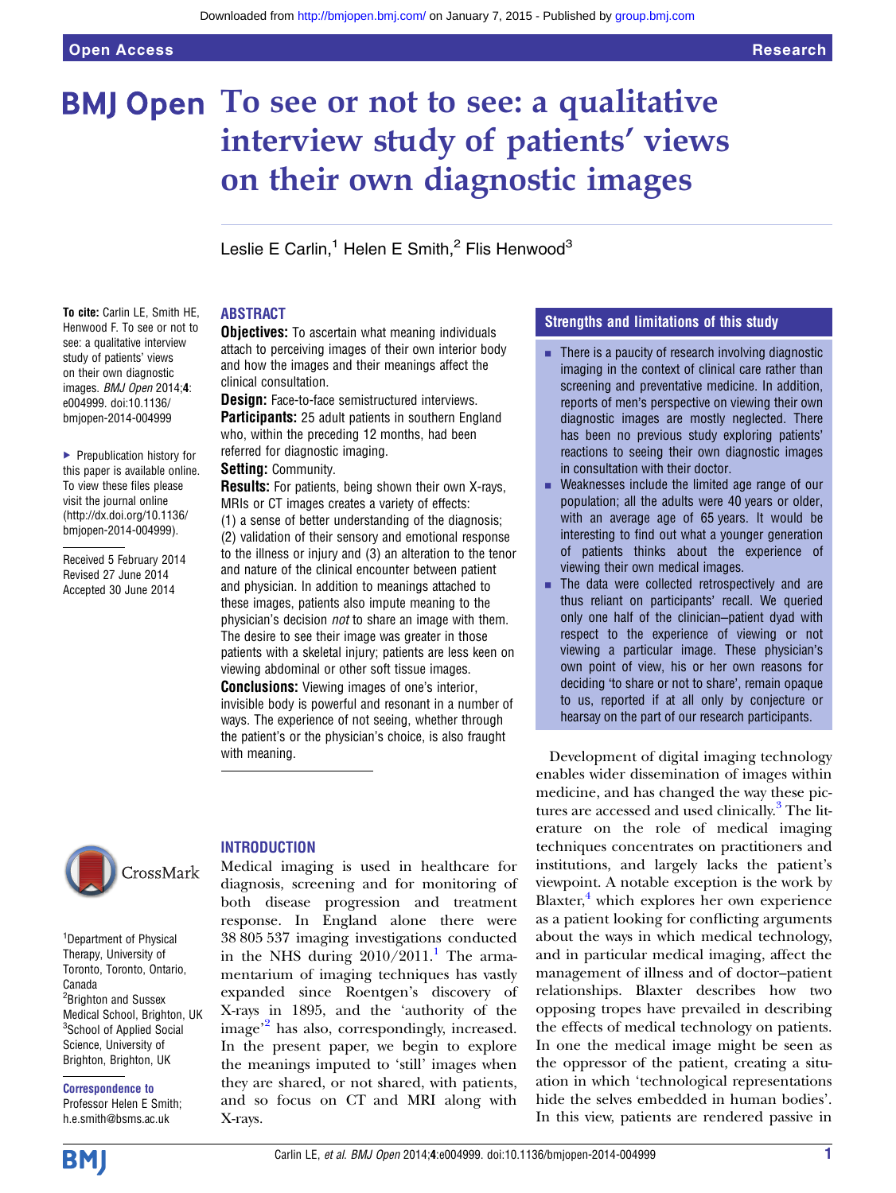# To see or not to see: a qualitative interview study of patients' views on their own diagnostic images

Leslie E Carlin,[1] Helen E Smith,[2] Flis Henwood[3]

To cite: Carlin LE, Smith HE, Henwood F. To see or not to see: a qualitative interview study of patients' views on their own diagnostic images. *BMJ Open* 2014;**4**: e004999. doi:10.1136/bmjopen-2014-004999

▸ Prepublication history for this paper is available online. To view these files please visit the journal online (http://dx.doi.org/10.1136/bmjopen-2014-004999).

Received 5 February 2014
Revised 27 June 2014
Accepted 30 June 2014

[1]Department of Physical Therapy, University of Toronto, Toronto, Ontario, Canada
[2]Brighton and Sussex Medical School, Brighton, UK
[3]School of Applied Social Science, University of Brighton, Brighton, UK

**Correspondence to**
Professor Helen E Smith; h.e.smith@bsms.ac.uk

## ABSTRACT

**Objectives:** To ascertain what meaning individuals attach to perceiving images of their own interior body and how the images and their meanings affect the clinical consultation.

**Design:** Face-to-face semistructured interviews.

**Participants:** 25 adult patients in southern England who, within the preceding 12 months, had been referred for diagnostic imaging.

**Setting:** Community.

**Results:** For patients, being shown their own X-rays, MRIs or CT images creates a variety of effects: (1) a sense of better understanding of the diagnosis; (2) validation of their sensory and emotional response to the illness or injury and (3) an alteration to the tenor and nature of the clinical encounter between patient and physician. In addition to meanings attached to these images, patients also impute meaning to the physician's decision *not* to share an image with them. The desire to see their image was greater in those patients with a skeletal injury; patients are less keen on viewing abdominal or other soft tissue images.

**Conclusions:** Viewing images of one's interior, invisible body is powerful and resonant in a number of ways. The experience of not seeing, whether through the patient's or the physician's choice, is also fraught with meaning.

## Strengths and limitations of this study

- There is a paucity of research involving diagnostic imaging in the context of clinical care rather than screening and preventative medicine. In addition, reports of men's perspective on viewing their own diagnostic images are mostly neglected. There has been no previous study exploring patients' reactions to seeing their own diagnostic images in consultation with their doctor.
- Weaknesses include the limited age range of our population; all the adults were 40 years or older, with an average age of 65 years. It would be interesting to find out what a younger generation of patients thinks about the experience of viewing their own medical images.
- The data were collected retrospectively and are thus reliant on participants' recall. We queried only one half of the clinician–patient dyad with respect to the experience of viewing or not viewing a particular image. These physician's own point of view, his or her own reasons for deciding 'to share or not to share', remain opaque to us, reported if at all only by conjecture or hearsay on the part of our research participants.

## INTRODUCTION

Medical imaging is used in healthcare for diagnosis, screening and for monitoring of both disease progression and treatment response. In England alone there were 38 805 537 imaging investigations conducted in the NHS during 2010/2011.[1] The armamentarium of imaging techniques has vastly expanded since Roentgen's discovery of X-rays in 1895, and the 'authority of the image'[2] has also, correspondingly, increased. In the present paper, we begin to explore the meanings imputed to 'still' images when they are shared, or not shared, with patients, and so focus on CT and MRI along with X-rays.

Development of digital imaging technology enables wider dissemination of images within medicine, and has changed the way these pictures are accessed and used clinically.[3] The literature on the role of medical imaging techniques concentrates on practitioners and institutions, and largely lacks the patient's viewpoint. A notable exception is the work by Blaxter,[4] which explores her own experience as a patient looking for conflicting arguments about the ways in which medical technology, and in particular medical imaging, affect the management of illness and of doctor–patient relationships. Blaxter describes how two opposing tropes have prevailed in describing the effects of medical technology on patients. In one the medical image might be seen as the oppressor of the patient, creating a situation in which 'technological representations hide the selves embedded in human bodies'. In this view, patients are rendered passive in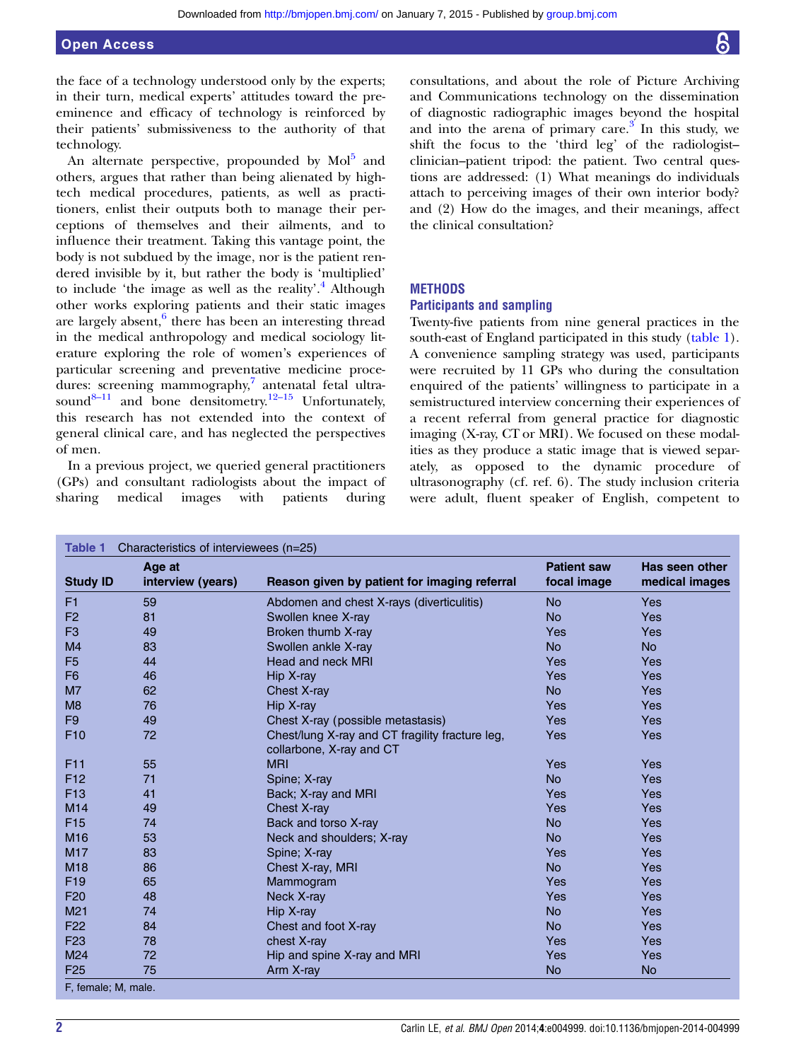the face of a technology understood only by the experts; in their turn, medical experts' attitudes toward the pre-eminence and efficacy of technology is reinforced by their patients' submissiveness to the authority of that technology.

An alternate perspective, propounded by Mol[5] and others, argues that rather than being alienated by high-tech medical procedures, patients, as well as practitioners, enlist their outputs both to manage their perceptions of themselves and their ailments, and to influence their treatment. Taking this vantage point, the body is not subdued by the image, nor is the patient rendered invisible by it, but rather the body is 'multiplied' to include 'the image as well as the reality'.[4] Although other works exploring patients and their static images are largely absent,[6] there has been an interesting thread in the medical anthropology and medical sociology literature exploring the role of women's experiences of particular screening and preventative medicine procedures: screening mammography,[7] antenatal fetal ultrasound[8–11] and bone densitometry.[12–15] Unfortunately, this research has not extended into the context of general clinical care, and has neglected the perspectives of men.

In a previous project, we queried general practitioners (GPs) and consultant radiologists about the impact of sharing medical images with patients during consultations, and about the role of Picture Archiving and Communications technology on the dissemination of diagnostic radiographic images beyond the hospital and into the arena of primary care.[3] In this study, we shift the focus to the 'third leg' of the radiologist–clinician–patient tripod: the patient. Two central questions are addressed: (1) What meanings do individuals attach to perceiving images of their own interior body? and (2) How do the images, and their meanings, affect the clinical consultation?

## METHODS

### Participants and sampling

Twenty-five patients from nine general practices in the south-east of England participated in this study (table 1). A convenience sampling strategy was used, participants were recruited by 11 GPs who during the consultation enquired of the patients' willingness to participate in a semistructured interview concerning their experiences of a recent referral from general practice for diagnostic imaging (X-ray, CT or MRI). We focused on these modalities as they produce a static image that is viewed separately, as opposed to the dynamic procedure of ultrasonography (cf. ref. 6). The study inclusion criteria were adult, fluent speaker of English, competent to

**Table 1** Characteristics of interviewees (n=25)

| Study ID | Age at interview (years) | Reason given by patient for imaging referral | Patient saw focal image | Has seen other medical images |
|---|---|---|---|---|
| F1 | 59 | Abdomen and chest X-rays (diverticulitis) | No | Yes |
| F2 | 81 | Swollen knee X-ray | No | Yes |
| F3 | 49 | Broken thumb X-ray | Yes | Yes |
| M4 | 83 | Swollen ankle X-ray | No | No |
| F5 | 44 | Head and neck MRI | Yes | Yes |
| F6 | 46 | Hip X-ray | Yes | Yes |
| M7 | 62 | Chest X-ray | No | Yes |
| M8 | 76 | Hip X-ray | Yes | Yes |
| F9 | 49 | Chest X-ray (possible metastasis) | Yes | Yes |
| F10 | 72 | Chest/lung X-ray and CT fragility fracture leg, collarbone, X-ray and CT | Yes | Yes |
| F11 | 55 | MRI | Yes | Yes |
| F12 | 71 | Spine; X-ray | No | Yes |
| F13 | 41 | Back; X-ray and MRI | Yes | Yes |
| M14 | 49 | Chest X-ray | Yes | Yes |
| F15 | 74 | Back and torso X-ray | No | Yes |
| M16 | 53 | Neck and shoulders; X-ray | No | Yes |
| M17 | 83 | Spine; X-ray | Yes | Yes |
| M18 | 86 | Chest X-ray, MRI | No | Yes |
| F19 | 65 | Mammogram | Yes | Yes |
| F20 | 48 | Neck X-ray | Yes | Yes |
| M21 | 74 | Hip X-ray | No | Yes |
| F22 | 84 | Chest and foot X-ray | No | Yes |
| F23 | 78 | chest X-ray | Yes | Yes |
| M24 | 72 | Hip and spine X-ray and MRI | Yes | Yes |
| F25 | 75 | Arm X-ray | No | No |

F, female; M, male.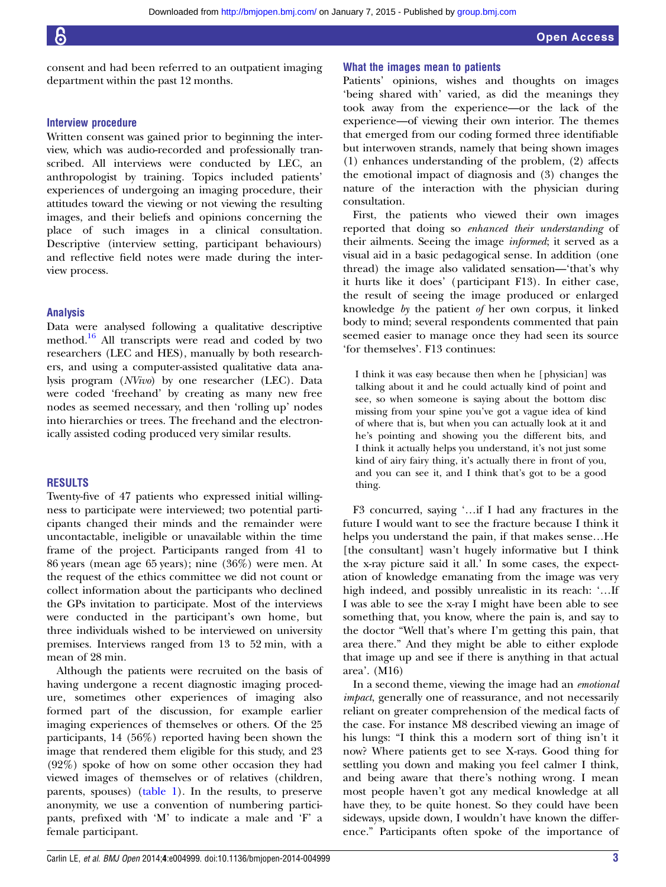consent and had been referred to an outpatient imaging department within the past 12 months.

### Interview procedure

Written consent was gained prior to beginning the interview, which was audio-recorded and professionally transcribed. All interviews were conducted by LEC, an anthropologist by training. Topics included patients' experiences of undergoing an imaging procedure, their attitudes toward the viewing or not viewing the resulting images, and their beliefs and opinions concerning the place of such images in a clinical consultation. Descriptive (interview setting, participant behaviours) and reflective field notes were made during the interview process.

### Analysis

Data were analysed following a qualitative descriptive method.[16] All transcripts were read and coded by two researchers (LEC and HES), manually by both researchers, and using a computer-assisted qualitative data analysis program (*NVivo*) by one researcher (LEC). Data were coded 'freehand' by creating as many new free nodes as seemed necessary, and then 'rolling up' nodes into hierarchies or trees. The freehand and the electronically assisted coding produced very similar results.

## RESULTS

Twenty-five of 47 patients who expressed initial willingness to participate were interviewed; two potential participants changed their minds and the remainder were uncontactable, ineligible or unavailable within the time frame of the project. Participants ranged from 41 to 86 years (mean age 65 years); nine (36%) were men. At the request of the ethics committee we did not count or collect information about the participants who declined the GPs invitation to participate. Most of the interviews were conducted in the participant's own home, but three individuals wished to be interviewed on university premises. Interviews ranged from 13 to 52 min, with a mean of 28 min.

Although the patients were recruited on the basis of having undergone a recent diagnostic imaging procedure, sometimes other experiences of imaging also formed part of the discussion, for example earlier imaging experiences of themselves or others. Of the 25 participants, 14 (56%) reported having been shown the image that rendered them eligible for this study, and 23 (92%) spoke of how on some other occasion they had viewed images of themselves or of relatives (children, parents, spouses) (table 1). In the results, to preserve anonymity, we use a convention of numbering participants, prefixed with 'M' to indicate a male and 'F' a female participant.

### What the images mean to patients

Patients' opinions, wishes and thoughts on images 'being shared with' varied, as did the meanings they took away from the experience—or the lack of the experience—of viewing their own interior. The themes that emerged from our coding formed three identifiable but interwoven strands, namely that being shown images (1) enhances understanding of the problem, (2) affects the emotional impact of diagnosis and (3) changes the nature of the interaction with the physician during consultation.

First, the patients who viewed their own images reported that doing so *enhanced their understanding* of their ailments. Seeing the image *informed*; it served as a visual aid in a basic pedagogical sense. In addition (one thread) the image also validated sensation—'that's why it hurts like it does' (participant F13). In either case, the result of seeing the image produced or enlarged knowledge *by* the patient *of* her own corpus, it linked body to mind; several respondents commented that pain seemed easier to manage once they had seen its source 'for themselves'. F13 continues:

> I think it was easy because then when he [physician] was talking about it and he could actually kind of point and see, so when someone is saying about the bottom disc missing from your spine you've got a vague idea of kind of where that is, but when you can actually look at it and he's pointing and showing you the different bits, and I think it actually helps you understand, it's not just some kind of airy fairy thing, it's actually there in front of you, and you can see it, and I think that's got to be a good thing.

F3 concurred, saying '…if I had any fractures in the future I would want to see the fracture because I think it helps you understand the pain, if that makes sense…He [the consultant] wasn't hugely informative but I think the x-ray picture said it all.' In some cases, the expectation of knowledge emanating from the image was very high indeed, and possibly unrealistic in its reach: '…If I was able to see the x-ray I might have been able to see something that, you know, where the pain is, and say to the doctor "Well that's where I'm getting this pain, that area there." And they might be able to either explode that image up and see if there is anything in that actual area'. (M16)

In a second theme, viewing the image had an *emotional impact*, generally one of reassurance, and not necessarily reliant on greater comprehension of the medical facts of the case. For instance M8 described viewing an image of his lungs: "I think this a modern sort of thing isn't it now? Where patients get to see X-rays. Good thing for settling you down and making you feel calmer I think, and being aware that there's nothing wrong. I mean most people haven't got any medical knowledge at all have they, to be quite honest. So they could have been sideways, upside down, I wouldn't have known the difference." Participants often spoke of the importance of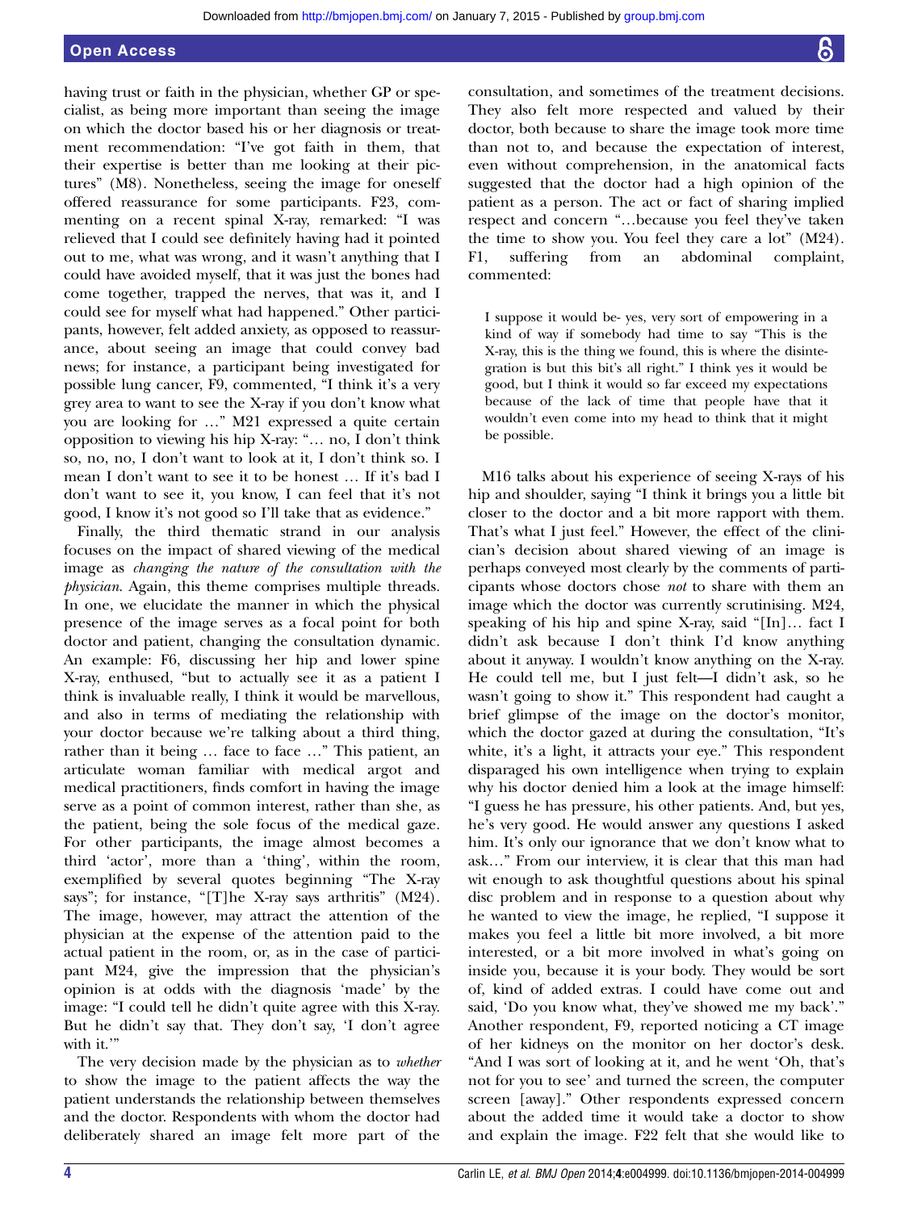having trust or faith in the physician, whether GP or specialist, as being more important than seeing the image on which the doctor based his or her diagnosis or treatment recommendation: "I've got faith in them, that their expertise is better than me looking at their pictures" (M8). Nonetheless, seeing the image for oneself offered reassurance for some participants. F23, commenting on a recent spinal X-ray, remarked: "I was relieved that I could see definitely having had it pointed out to me, what was wrong, and it wasn't anything that I could have avoided myself, that it was just the bones had come together, trapped the nerves, that was it, and I could see for myself what had happened." Other participants, however, felt added anxiety, as opposed to reassurance, about seeing an image that could convey bad news; for instance, a participant being investigated for possible lung cancer, F9, commented, "I think it's a very grey area to want to see the X-ray if you don't know what you are looking for …" M21 expressed a quite certain opposition to viewing his hip X-ray: "… no, I don't think so, no, no, I don't want to look at it, I don't think so. I mean I don't want to see it to be honest … If it's bad I don't want to see it, you know, I can feel that it's not good, I know it's not good so I'll take that as evidence."

Finally, the third thematic strand in our analysis focuses on the impact of shared viewing of the medical image as *changing the nature of the consultation with the physician*. Again, this theme comprises multiple threads. In one, we elucidate the manner in which the physical presence of the image serves as a focal point for both doctor and patient, changing the consultation dynamic. An example: F6, discussing her hip and lower spine X-ray, enthused, "but to actually see it as a patient I think is invaluable really, I think it would be marvellous, and also in terms of mediating the relationship with your doctor because we're talking about a third thing, rather than it being … face to face …" This patient, an articulate woman familiar with medical argot and medical practitioners, finds comfort in having the image serve as a point of common interest, rather than she, as the patient, being the sole focus of the medical gaze. For other participants, the image almost becomes a third 'actor', more than a 'thing', within the room, exemplified by several quotes beginning "The X-ray says"; for instance, "[T]he X-ray says arthritis" (M24). The image, however, may attract the attention of the physician at the expense of the attention paid to the actual patient in the room, or, as in the case of participant M24, give the impression that the physician's opinion is at odds with the diagnosis 'made' by the image: "I could tell he didn't quite agree with this X-ray. But he didn't say that. They don't say, 'I don't agree with it.'"

The very decision made by the physician as to *whether* to show the image to the patient affects the way the patient understands the relationship between themselves and the doctor. Respondents with whom the doctor had deliberately shared an image felt more part of the consultation, and sometimes of the treatment decisions. They also felt more respected and valued by their doctor, both because to share the image took more time than not to, and because the expectation of interest, even without comprehension, in the anatomical facts suggested that the doctor had a high opinion of the patient as a person. The act or fact of sharing implied respect and concern "…because you feel they've taken the time to show you. You feel they care a lot" (M24). F1, suffering from an abdominal complaint, commented:

> I suppose it would be- yes, very sort of empowering in a kind of way if somebody had time to say "This is the X-ray, this is the thing we found, this is where the disintegration is but this bit's all right." I think yes it would be good, but I think it would so far exceed my expectations because of the lack of time that people have that it wouldn't even come into my head to think that it might be possible.

M16 talks about his experience of seeing X-rays of his hip and shoulder, saying "I think it brings you a little bit closer to the doctor and a bit more rapport with them. That's what I just feel." However, the effect of the clinician's decision about shared viewing of an image is perhaps conveyed most clearly by the comments of participants whose doctors chose *not* to share with them an image which the doctor was currently scrutinising. M24, speaking of his hip and spine X-ray, said "[In]… fact I didn't ask because I don't think I'd know anything about it anyway. I wouldn't know anything on the X-ray. He could tell me, but I just felt—I didn't ask, so he wasn't going to show it." This respondent had caught a brief glimpse of the image on the doctor's monitor, which the doctor gazed at during the consultation, "It's white, it's a light, it attracts your eye." This respondent disparaged his own intelligence when trying to explain why his doctor denied him a look at the image himself: "I guess he has pressure, his other patients. And, but yes, he's very good. He would answer any questions I asked him. It's only our ignorance that we don't know what to ask…" From our interview, it is clear that this man had wit enough to ask thoughtful questions about his spinal disc problem and in response to a question about why he wanted to view the image, he replied, "I suppose it makes you feel a little bit more involved, a bit more interested, or a bit more involved in what's going on inside you, because it is your body. They would be sort of, kind of added extras. I could have come out and said, 'Do you know what, they've showed me my back'." Another respondent, F9, reported noticing a CT image of her kidneys on the monitor on her doctor's desk. "And I was sort of looking at it, and he went 'Oh, that's not for you to see' and turned the screen, the computer screen [away]." Other respondents expressed concern about the added time it would take a doctor to show and explain the image. F22 felt that she would like to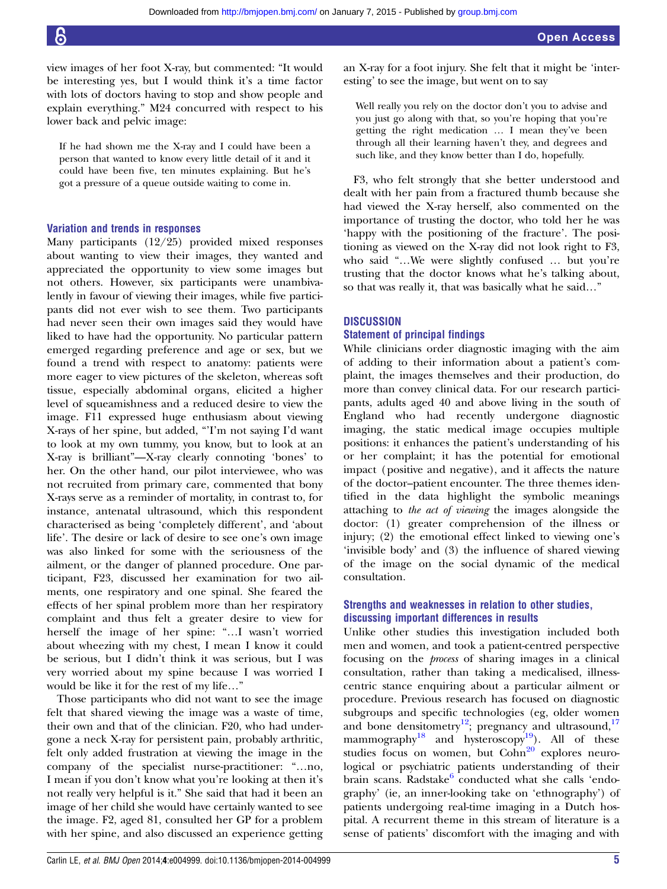view images of her foot X-ray, but commented: "It would be interesting yes, but I would think it's a time factor with lots of doctors having to stop and show people and explain everything." M24 concurred with respect to his lower back and pelvic image:

> If he had shown me the X-ray and I could have been a person that wanted to know every little detail of it and it could have been five, ten minutes explaining. But he's got a pressure of a queue outside waiting to come in.

### Variation and trends in responses

Many participants (12/25) provided mixed responses about wanting to view their images, they wanted and appreciated the opportunity to view some images but not others. However, six participants were unambivalently in favour of viewing their images, while five participants did not ever wish to see them. Two participants had never seen their own images said they would have liked to have had the opportunity. No particular pattern emerged regarding preference and age or sex, but we found a trend with respect to anatomy: patients were more eager to view pictures of the skeleton, whereas soft tissue, especially abdominal organs, elicited a higher level of squeamishness and a reduced desire to view the image. F11 expressed huge enthusiasm about viewing X-rays of her spine, but added, "'I'm not saying I'd want to look at my own tummy, you know, but to look at an X-ray is brilliant"—X-ray clearly connoting 'bones' to her. On the other hand, our pilot interviewee, who was not recruited from primary care, commented that bony X-rays serve as a reminder of mortality, in contrast to, for instance, antenatal ultrasound, which this respondent characterised as being 'completely different', and 'about life'. The desire or lack of desire to see one's own image was also linked for some with the seriousness of the ailment, or the danger of planned procedure. One participant, F23, discussed her examination for two ailments, one respiratory and one spinal. She feared the effects of her spinal problem more than her respiratory complaint and thus felt a greater desire to view for herself the image of her spine: "…I wasn't worried about wheezing with my chest, I mean I know it could be serious, but I didn't think it was serious, but I was very worried about my spine because I was worried I would be like it for the rest of my life…"

Those participants who did not want to see the image felt that shared viewing the image was a waste of time, their own and that of the clinician. F20, who had undergone a neck X-ray for persistent pain, probably arthritic, felt only added frustration at viewing the image in the company of the specialist nurse-practitioner: "…no, I mean if you don't know what you're looking at then it's not really very helpful is it." She said that had it been an image of her child she would have certainly wanted to see the image. F2, aged 81, consulted her GP for a problem with her spine, and also discussed an experience getting an X-ray for a foot injury. She felt that it might be 'interesting' to see the image, but went on to say

> Well really you rely on the doctor don't you to advise and you just go along with that, so you're hoping that you're getting the right medication … I mean they've been through all their learning haven't they, and degrees and such like, and they know better than I do, hopefully.

F3, who felt strongly that she better understood and dealt with her pain from a fractured thumb because she had viewed the X-ray herself, also commented on the importance of trusting the doctor, who told her he was 'happy with the positioning of the fracture'. The positioning as viewed on the X-ray did not look right to F3, who said "…We were slightly confused … but you're trusting that the doctor knows what he's talking about, so that was really it, that was basically what he said…"

## DISCUSSION

### Statement of principal findings

While clinicians order diagnostic imaging with the aim of adding to their information about a patient's complaint, the images themselves and their production, do more than convey clinical data. For our research participants, adults aged 40 and above living in the south of England who had recently undergone diagnostic imaging, the static medical image occupies multiple positions: it enhances the patient's understanding of his or her complaint; it has the potential for emotional impact (positive and negative), and it affects the nature of the doctor–patient encounter. The three themes identified in the data highlight the symbolic meanings attaching to *the act of viewing* the images alongside the doctor: (1) greater comprehension of the illness or injury; (2) the emotional effect linked to viewing one's 'invisible body' and (3) the influence of shared viewing of the image on the social dynamic of the medical consultation.

### Strengths and weaknesses in relation to other studies, discussing important differences in results

Unlike other studies this investigation included both men and women, and took a patient-centred perspective focusing on the *process* of sharing images in a clinical consultation, rather than taking a medicalised, illness-centric stance enquiring about a particular ailment or procedure. Previous research has focused on diagnostic subgroups and specific technologies (eg, older women and bone densitometry[12]; pregnancy and ultrasound,[17] mammography[18] and hysteroscopy[19]). All of these studies focus on women, but Cohn[20] explores neurological or psychiatric patients understanding of their brain scans. Radstake[6] conducted what she calls 'endography' (ie, an inner-looking take on 'ethnography') of patients undergoing real-time imaging in a Dutch hospital. A recurrent theme in this stream of literature is a sense of patients' discomfort with the imaging and with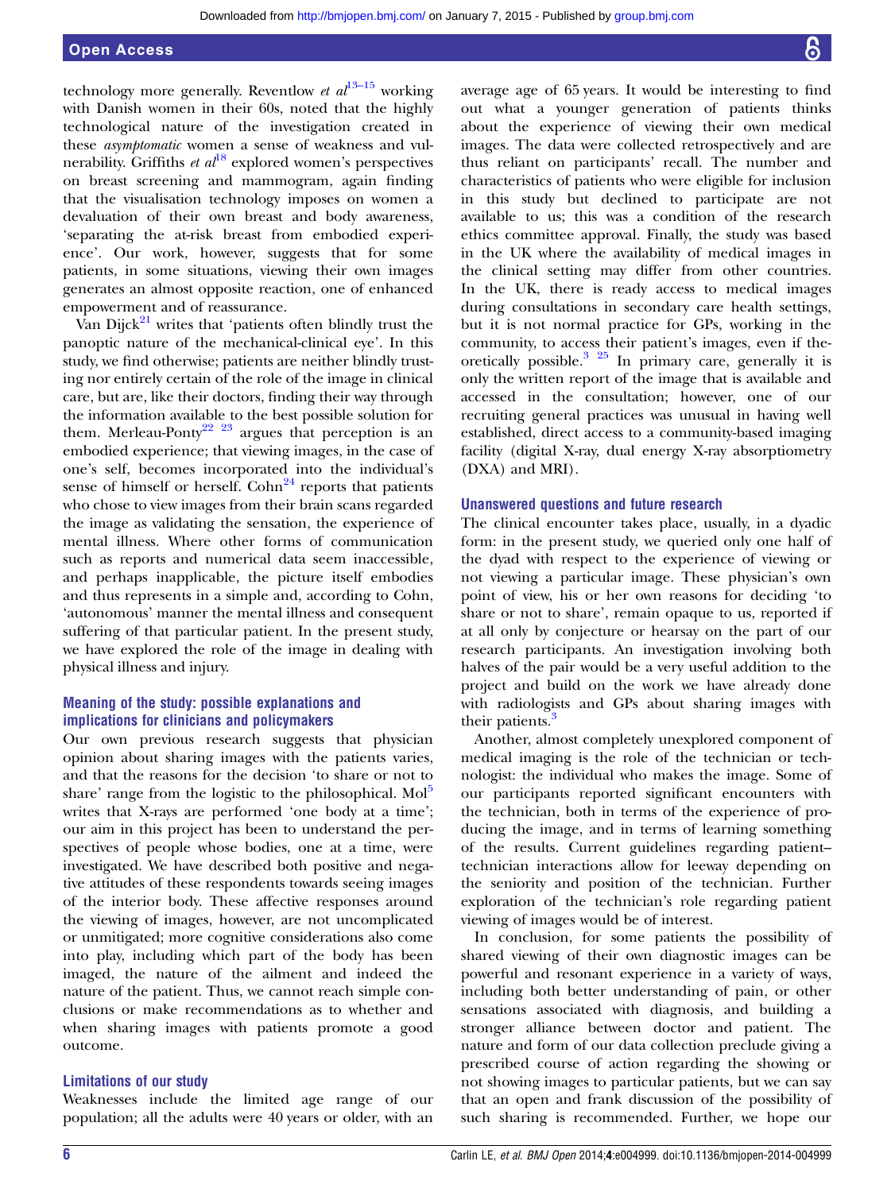technology more generally. Reventlow *et al*[13–15] working with Danish women in their 60s, noted that the highly technological nature of the investigation created in these *asymptomatic* women a sense of weakness and vulnerability. Griffiths *et al*[18] explored women's perspectives on breast screening and mammogram, again finding that the visualisation technology imposes on women a devaluation of their own breast and body awareness, 'separating the at-risk breast from embodied experience'. Our work, however, suggests that for some patients, in some situations, viewing their own images generates an almost opposite reaction, one of enhanced empowerment and of reassurance.

Van Dijck[21] writes that 'patients often blindly trust the panoptic nature of the mechanical-clinical eye'. In this study, we find otherwise; patients are neither blindly trusting nor entirely certain of the role of the image in clinical care, but are, like their doctors, finding their way through the information available to the best possible solution for them. Merleau-Ponty[22 23] argues that perception is an embodied experience; that viewing images, in the case of one's self, becomes incorporated into the individual's sense of himself or herself. Cohn[24] reports that patients who chose to view images from their brain scans regarded the image as validating the sensation, the experience of mental illness. Where other forms of communication such as reports and numerical data seem inaccessible, and perhaps inapplicable, the picture itself embodies and thus represents in a simple and, according to Cohn, 'autonomous' manner the mental illness and consequent suffering of that particular patient. In the present study, we have explored the role of the image in dealing with physical illness and injury.

### Meaning of the study: possible explanations and implications for clinicians and policymakers

Our own previous research suggests that physician opinion about sharing images with the patients varies, and that the reasons for the decision 'to share or not to share' range from the logistic to the philosophical. Mol[5] writes that X-rays are performed 'one body at a time'; our aim in this project has been to understand the perspectives of people whose bodies, one at a time, were investigated. We have described both positive and negative attitudes of these respondents towards seeing images of the interior body. These affective responses around the viewing of images, however, are not uncomplicated or unmitigated; more cognitive considerations also come into play, including which part of the body has been imaged, the nature of the ailment and indeed the nature of the patient. Thus, we cannot reach simple conclusions or make recommendations as to whether and when sharing images with patients promote a good outcome.

### Limitations of our study

Weaknesses include the limited age range of our population; all the adults were 40 years or older, with an average age of 65 years. It would be interesting to find out what a younger generation of patients thinks about the experience of viewing their own medical images. The data were collected retrospectively and are thus reliant on participants' recall. The number and characteristics of patients who were eligible for inclusion in this study but declined to participate are not available to us; this was a condition of the research ethics committee approval. Finally, the study was based in the UK where the availability of medical images in the clinical setting may differ from other countries. In the UK, there is ready access to medical images during consultations in secondary care health settings, but it is not normal practice for GPs, working in the community, to access their patient's images, even if theoretically possible.[3 25] In primary care, generally it is only the written report of the image that is available and accessed in the consultation; however, one of our recruiting general practices was unusual in having well established, direct access to a community-based imaging facility (digital X-ray, dual energy X-ray absorptiometry (DXA) and MRI).

### Unanswered questions and future research

The clinical encounter takes place, usually, in a dyadic form: in the present study, we queried only one half of the dyad with respect to the experience of viewing or not viewing a particular image. These physician's own point of view, his or her own reasons for deciding 'to share or not to share', remain opaque to us, reported if at all only by conjecture or hearsay on the part of our research participants. An investigation involving both halves of the pair would be a very useful addition to the project and build on the work we have already done with radiologists and GPs about sharing images with their patients.[3]

Another, almost completely unexplored component of medical imaging is the role of the technician or technologist: the individual who makes the image. Some of our participants reported significant encounters with the technician, both in terms of the experience of producing the image, and in terms of learning something of the results. Current guidelines regarding patient–technician interactions allow for leeway depending on the seniority and position of the technician. Further exploration of the technician's role regarding patient viewing of images would be of interest.

In conclusion, for some patients the possibility of shared viewing of their own diagnostic images can be powerful and resonant experience in a variety of ways, including both better understanding of pain, or other sensations associated with diagnosis, and building a stronger alliance between doctor and patient. The nature and form of our data collection preclude giving a prescribed course of action regarding the showing or not showing images to particular patients, but we can say that an open and frank discussion of the possibility of such sharing is recommended. Further, we hope our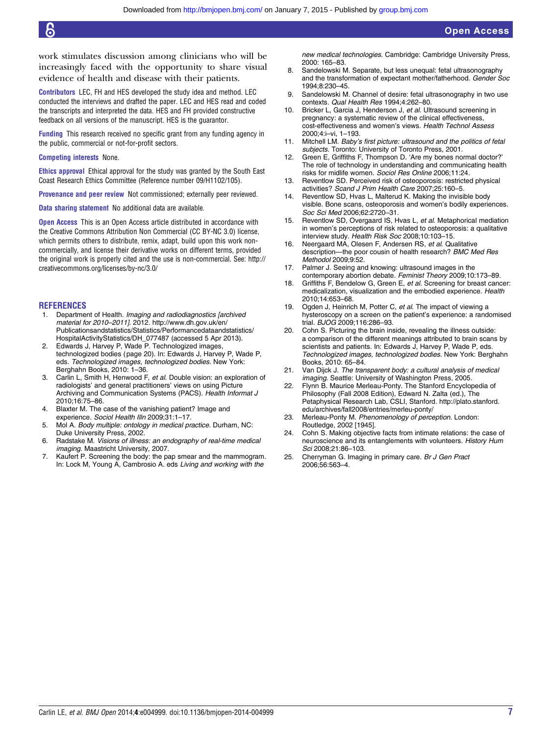work stimulates discussion among clinicians who will be increasingly faced with the opportunity to share visual evidence of health and disease with their patients.

**Contributors** LEC, FH and HES developed the study idea and method. LEC conducted the interviews and drafted the paper. LEC and HES read and coded the transcripts and interpreted the data. HES and FH provided constructive feedback on all versions of the manuscript. HES is the guarantor.

**Funding** This research received no specific grant from any funding agency in the public, commercial or not-for-profit sectors.

**Competing interests** None.

**Ethics approval** Ethical approval for the study was granted by the South East Coast Research Ethics Committee (Reference number 09/H1102/105).

**Provenance and peer review** Not commissioned; externally peer reviewed.

**Data sharing statement** No additional data are available.

**Open Access** This is an Open Access article distributed in accordance with the Creative Commons Attribution Non Commercial (CC BY-NC 3.0) license, which permits others to distribute, remix, adapt, build upon this work non-commercially, and license their derivative works on different terms, provided the original work is properly cited and the use is non-commercial. See: http://creativecommons.org/licenses/by-nc/3.0/

## REFERENCES

1. Department of Health. *Imaging and radiodiagnostics [archived material for 2010–2011]*. 2012. http://www.dh.gov.uk/en/Publicationsandstatistics/Statistics/Performancedataandstatistics/HospitalActivityStatistics/DH_077487 (accessed 5 Apr 2013).
2. Edwards J, Harvey P, Wade P. Technologized images, technologized bodies (page 20). In: Edwards J, Harvey P, Wade P, eds. *Technologized images, technologized bodies*. New York: Berghahn Books, 2010: 1–36.
3. Carlin L, Smith H, Henwood F, *et al*. Double vision: an exploration of radiologists' and general practitioners' views on using Picture Archiving and Communication Systems (PACS). *Health Informat J* 2010;16:75–86.
4. Blaxter M. The case of the vanishing patient? Image and experience. *Sociol Health Illn* 2009;31:1–17.
5. Mol A. *Body multiple: ontology in medical practice*. Durham, NC: Duke University Press, 2002.
6. Radstake M. *Visions of illness: an endography of real-time medical imaging*. Maastricht University, 2007.
7. Kaufert P. Screening the body: the pap smear and the mammogram. In: Lock M, Young A, Cambrosio A. eds *Living and working with the new medical technologies*. Cambridge: Cambridge University Press, 2000: 165–83.
8. Sandelowski M. Separate, but less unequal: fetal ultrasonography and the transformation of expectant mother/fatherhood. *Gender Soc* 1994;8:230–45.
9. Sandelowski M. Channel of desire: fetal ultrasonography in two use contexts. *Qual Health Res* 1994;4:262–80.
10. Bricker L, Garcia J, Henderson J, *et al*. Ultrasound screening in pregnancy: a systematic review of the clinical effectiveness, cost-effectiveness and women's views. *Health Technol Assess* 2000;4:i–vi, 1–193.
11. Mitchell LM. *Baby's first picture: ultrasound and the politics of fetal subjects*. Toronto: University of Toronto Press, 2001.
12. Green E, Griffiths F, Thompson D. 'Are my bones normal doctor?' The role of technology in understanding and communicating health risks for midlife women. *Sociol Res Online* 2006;11:24.
13. Reventlow SD. Perceived risk of osteoporosis: restricted physical activities? *Scand J Prim Health Care* 2007;25:160–5.
14. Reventlow SD, Hvas L, Malterud K. Making the invisible body visible. Bone scans, osteoporosis and women's bodily experiences. *Soc Sci Med* 2006;62:2720–31.
15. Reventlow SD, Overgaard IS, Hvas L, *et al*. Metaphorical mediation in women's perceptions of risk related to osteoporosis: a qualitative interview study. *Health Risk Soc* 2008;10:103–15.
16. Neergaard MA, Olesen F, Andersen RS, *et al*. Qualitative description—the poor cousin of health research? *BMC Med Res Methodol* 2009;9:52.
17. Palmer J. Seeing and knowing: ultrasound images in the contemporary abortion debate. *Feminist Theory* 2009;10:173–89.
18. Griffiths F, Bendelow G, Green E, *et al*. Screening for breast cancer: medicalization, visualization and the embodied experience. *Health* 2010;14:653–68.
19. Ogden J, Heinrich M, Potter C, *et al*. The impact of viewing a hysteroscopy on a screen on the patient's experience: a randomised trial. *BJOG* 2009;116:286–93.
20. Cohn S. Picturing the brain inside, revealing the illness outside: a comparison of the different meanings attributed to brain scans by scientists and patients. In: Edwards J, Harvey P, Wade P, eds. *Technologized images, technologized bodies*. New York: Berghahn Books, 2010: 65–84.
21. Van Dijck J. *The transparent body: a cultural analysis of medical imaging*. Seattle: University of Washington Press, 2005.
22. Flynn B. Maurice Merleau-Ponty. The Stanford Encyclopedia of Philosophy (Fall 2008 Edition), Edward N. Zalta (ed.), The Petaphysical Research Lab, CSLI, Stanford. http://plato.stanford.edu/archives/fall2008/entries/merleu-ponty/
23. Merleau-Ponty M. *Phenomenology of perception*. London: Routledge, 2002 [1945].
24. Cohn S. Making objective facts from intimate relations: the case of neuroscience and its entanglements with volunteers. *History Hum Sci* 2008;21:86–103.
25. Cherryman G. Imaging in primary care. *Br J Gen Pract* 2006;56:563–4.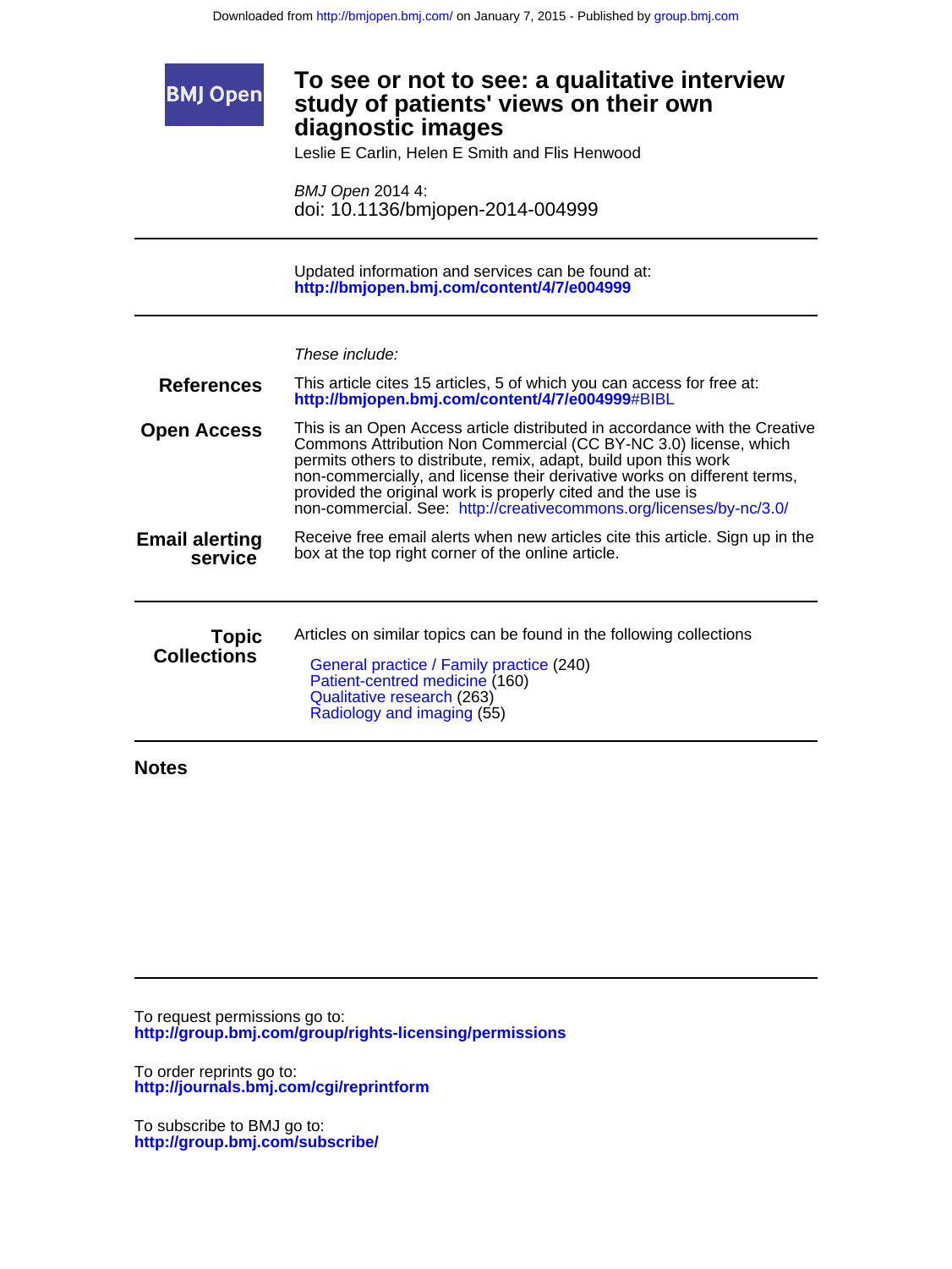Downloaded from http://bmjopen.bmj.com/ on January 7, 2015 - Published by group.bmj.com

BMJ Open

# To see or not to see: a qualitative interview study of patients' views on their own diagnostic images

Leslie E Carlin, Helen E Smith and Flis Henwood

*BMJ Open* 2014 4:
doi: 10.1136/bmjopen-2014-004999

Updated information and services can be found at:
**http://bmjopen.bmj.com/content/4/7/e004999**

*These include:*

**References**

This article cites 15 articles, 5 of which you can access for free at:
**http://bmjopen.bmj.com/content/4/7/e004999**#BIBL

**Open Access**

This is an Open Access article distributed in accordance with the Creative Commons Attribution Non Commercial (CC BY-NC 3.0) license, which permits others to distribute, remix, adapt, build upon this work non-commercially, and license their derivative works on different terms, provided the original work is properly cited and the use is non-commercial. See: http://creativecommons.org/licenses/by-nc/3.0/

**Email alerting service**

Receive free email alerts when new articles cite this article. Sign up in the box at the top right corner of the online article.

**Topic Collections**

Articles on similar topics can be found in the following collections

- General practice / Family practice (240)
- Patient-centred medicine (160)
- Qualitative research (263)
- Radiology and imaging (55)

## Notes

To request permissions go to:
**http://group.bmj.com/group/rights-licensing/permissions**

To order reprints go to:
**http://journals.bmj.com/cgi/reprintform**

To subscribe to BMJ go to:
**http://group.bmj.com/subscribe/**